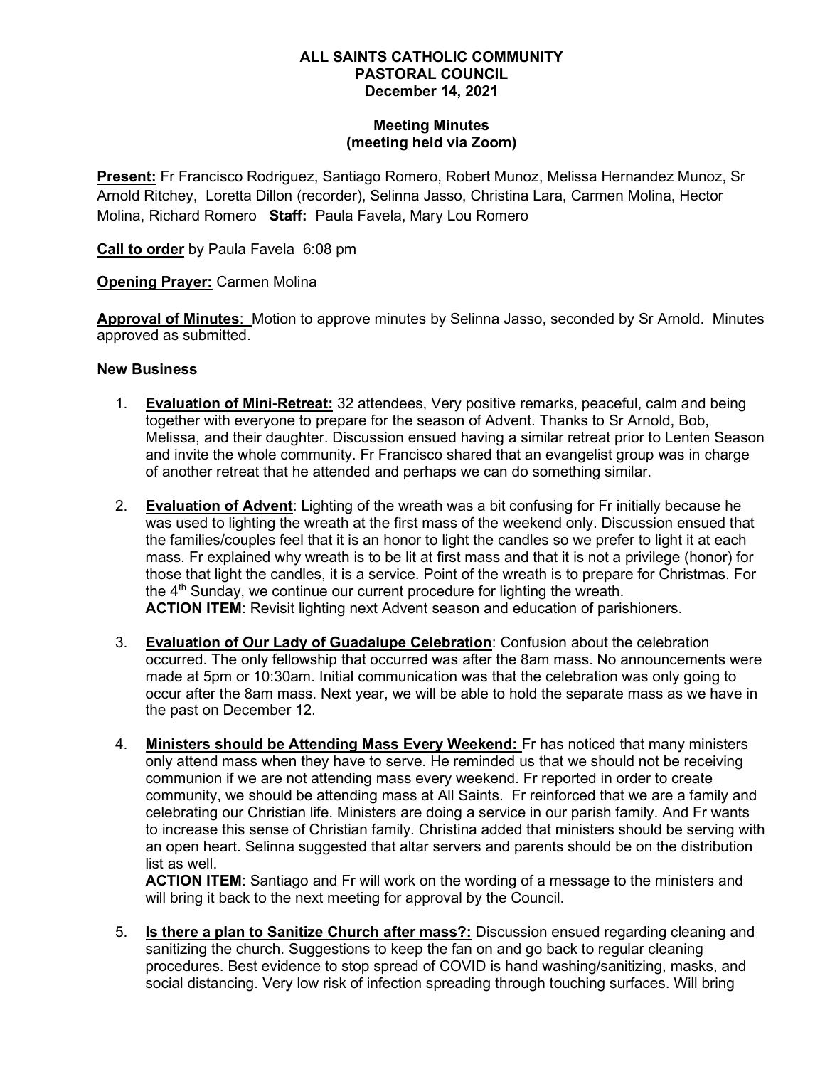**ALL SAINTS CATHOLIC COMMUNITY**
**PASTORAL COUNCIL**
**December 14, 2021**

**Meeting Minutes**
**(meeting held via Zoom)**

**Present:** Fr Francisco Rodriguez, Santiago Romero, Robert Munoz, Melissa Hernandez Munoz, Sr Arnold Ritchey, Loretta Dillon (recorder), Selinna Jasso, Christina Lara, Carmen Molina, Hector Molina, Richard Romero **Staff:** Paula Favela, Mary Lou Romero

**Call to order** by Paula Favela 6:08 pm

**Opening Prayer:** Carmen Molina

**Approval of Minutes**: Motion to approve minutes by Selinna Jasso, seconded by Sr Arnold. Minutes approved as submitted.

**New Business**

1. **Evaluation of Mini-Retreat:** 32 attendees, Very positive remarks, peaceful, calm and being together with everyone to prepare for the season of Advent. Thanks to Sr Arnold, Bob, Melissa, and their daughter. Discussion ensued having a similar retreat prior to Lenten Season and invite the whole community. Fr Francisco shared that an evangelist group was in charge of another retreat that he attended and perhaps we can do something similar.

2. **Evaluation of Advent**: Lighting of the wreath was a bit confusing for Fr initially because he was used to lighting the wreath at the first mass of the weekend only. Discussion ensued that the families/couples feel that it is an honor to light the candles so we prefer to light it at each mass. Fr explained why wreath is to be lit at first mass and that it is not a privilege (honor) for those that light the candles, it is a service. Point of the wreath is to prepare for Christmas. For the 4th Sunday, we continue our current procedure for lighting the wreath.
   **ACTION ITEM**: Revisit lighting next Advent season and education of parishioners.

3. **Evaluation of Our Lady of Guadalupe Celebration**: Confusion about the celebration occurred. The only fellowship that occurred was after the 8am mass. No announcements were made at 5pm or 10:30am. Initial communication was that the celebration was only going to occur after the 8am mass. Next year, we will be able to hold the separate mass as we have in the past on December 12.

4. **Ministers should be Attending Mass Every Weekend:** Fr has noticed that many ministers only attend mass when they have to serve. He reminded us that we should not be receiving communion if we are not attending mass every weekend. Fr reported in order to create community, we should be attending mass at All Saints. Fr reinforced that we are a family and celebrating our Christian life. Ministers are doing a service in our parish family. And Fr wants to increase this sense of Christian family. Christina added that ministers should be serving with an open heart. Selinna suggested that altar servers and parents should be on the distribution list as well.
   **ACTION ITEM**: Santiago and Fr will work on the wording of a message to the ministers and will bring it back to the next meeting for approval by the Council.

5. **Is there a plan to Sanitize Church after mass?:** Discussion ensued regarding cleaning and sanitizing the church. Suggestions to keep the fan on and go back to regular cleaning procedures. Best evidence to stop spread of COVID is hand washing/sanitizing, masks, and social distancing. Very low risk of infection spreading through touching surfaces. Will bring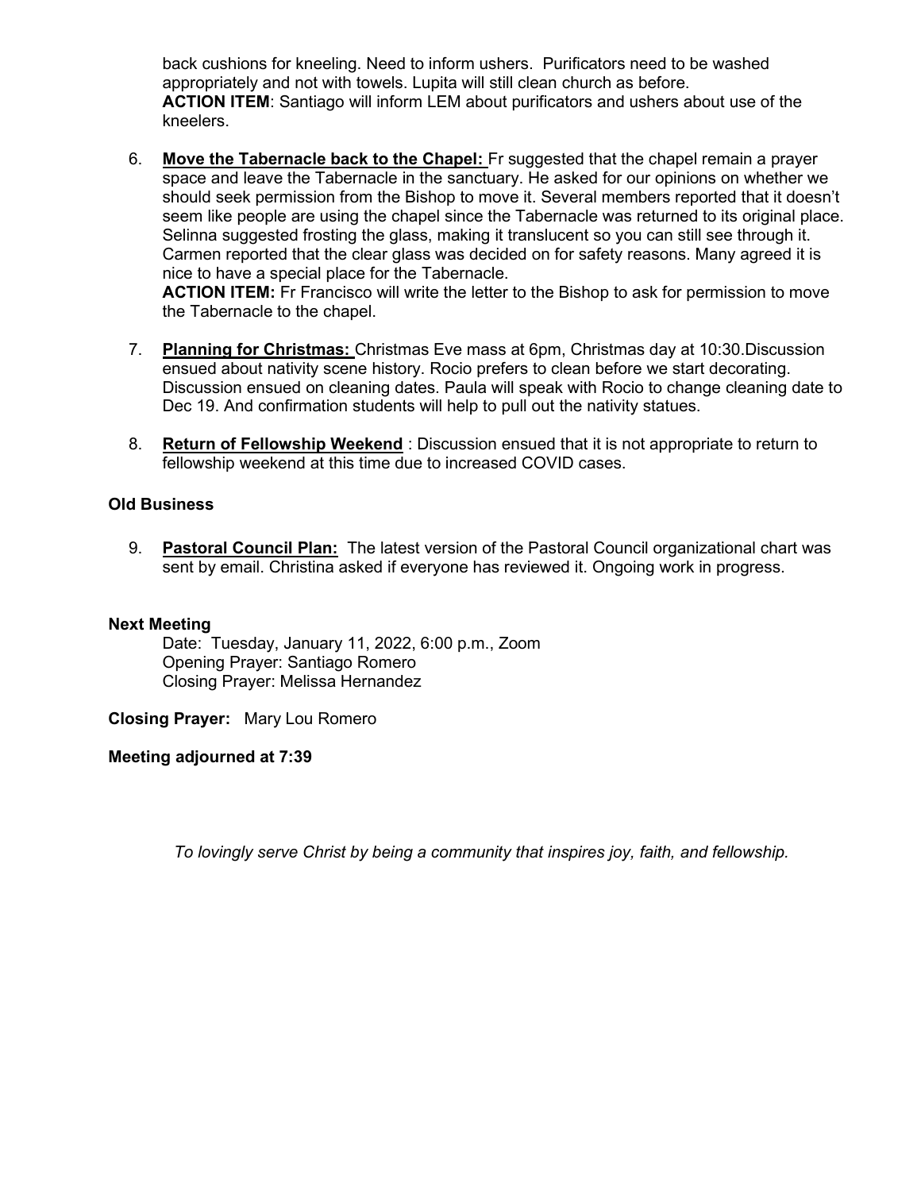back cushions for kneeling. Need to inform ushers. Purificators need to be washed appropriately and not with towels. Lupita will still clean church as before.
**ACTION ITEM**: Santiago will inform LEM about purificators and ushers about use of the kneelers.

6. **Move the Tabernacle back to the Chapel:** Fr suggested that the chapel remain a prayer space and leave the Tabernacle in the sanctuary. He asked for our opinions on whether we should seek permission from the Bishop to move it. Several members reported that it doesn't seem like people are using the chapel since the Tabernacle was returned to its original place. Selinna suggested frosting the glass, making it translucent so you can still see through it. Carmen reported that the clear glass was decided on for safety reasons. Many agreed it is nice to have a special place for the Tabernacle.
**ACTION ITEM:** Fr Francisco will write the letter to the Bishop to ask for permission to move the Tabernacle to the chapel.

7. **Planning for Christmas:** Christmas Eve mass at 6pm, Christmas day at 10:30.Discussion ensued about nativity scene history. Rocio prefers to clean before we start decorating. Discussion ensued on cleaning dates. Paula will speak with Rocio to change cleaning date to Dec 19. And confirmation students will help to pull out the nativity statues.

8. **Return of Fellowship Weekend** : Discussion ensued that it is not appropriate to return to fellowship weekend at this time due to increased COVID cases.

**Old Business**

9. **Pastoral Council Plan:** The latest version of the Pastoral Council organizational chart was sent by email. Christina asked if everyone has reviewed it. Ongoing work in progress.

**Next Meeting**

Date: Tuesday, January 11, 2022, 6:00 p.m., Zoom
Opening Prayer: Santiago Romero
Closing Prayer: Melissa Hernandez

**Closing Prayer:** Mary Lou Romero

**Meeting adjourned at 7:39**

*To lovingly serve Christ by being a community that inspires joy, faith, and fellowship.*